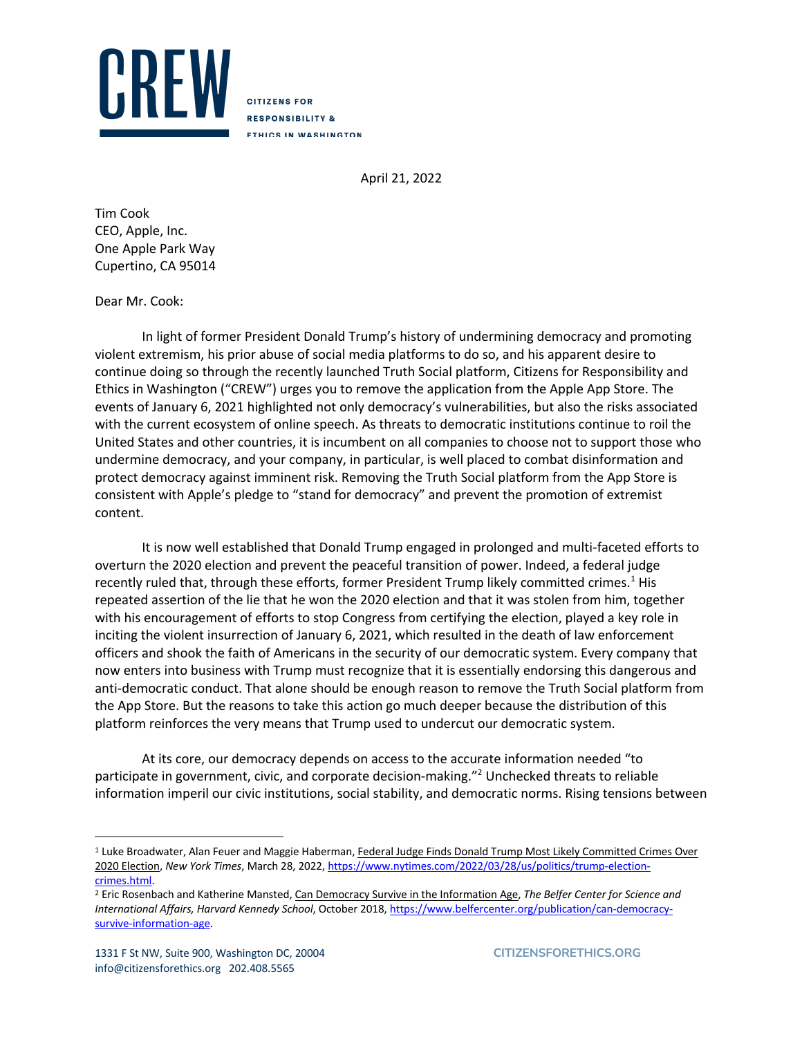# CREW

**CITIZENS FOR RESPONSIBILITY & ETHICS IN WASHINGTON**

April 21, 2022

Tim Cook
CEO, Apple, Inc.
One Apple Park Way
Cupertino, CA 95014

Dear Mr. Cook:

In light of former President Donald Trump's history of undermining democracy and promoting violent extremism, his prior abuse of social media platforms to do so, and his apparent desire to continue doing so through the recently launched Truth Social platform, Citizens for Responsibility and Ethics in Washington ("CREW") urges you to remove the application from the Apple App Store. The events of January 6, 2021 highlighted not only democracy's vulnerabilities, but also the risks associated with the current ecosystem of online speech. As threats to democratic institutions continue to roil the United States and other countries, it is incumbent on all companies to choose not to support those who undermine democracy, and your company, in particular, is well placed to combat disinformation and protect democracy against imminent risk. Removing the Truth Social platform from the App Store is consistent with Apple's pledge to "stand for democracy" and prevent the promotion of extremist content.

It is now well established that Donald Trump engaged in prolonged and multi-faceted efforts to overturn the 2020 election and prevent the peaceful transition of power. Indeed, a federal judge recently ruled that, through these efforts, former President Trump likely committed crimes.[1] His repeated assertion of the lie that he won the 2020 election and that it was stolen from him, together with his encouragement of efforts to stop Congress from certifying the election, played a key role in inciting the violent insurrection of January 6, 2021, which resulted in the death of law enforcement officers and shook the faith of Americans in the security of our democratic system. Every company that now enters into business with Trump must recognize that it is essentially endorsing this dangerous and anti-democratic conduct. That alone should be enough reason to remove the Truth Social platform from the App Store. But the reasons to take this action go much deeper because the distribution of this platform reinforces the very means that Trump used to undercut our democratic system.

At its core, our democracy depends on access to the accurate information needed "to participate in government, civic, and corporate decision-making."[2] Unchecked threats to reliable information imperil our civic institutions, social stability, and democratic norms. Rising tensions between

---

[1] Luke Broadwater, Alan Feuer and Maggie Haberman, Federal Judge Finds Donald Trump Most Likely Committed Crimes Over 2020 Election, *New York Times*, March 28, 2022, https://www.nytimes.com/2022/03/28/us/politics/trump-election-crimes.html.

[2] Eric Rosenbach and Katherine Mansted, Can Democracy Survive in the Information Age, *The Belfer Center for Science and International Affairs, Harvard Kennedy School*, October 2018, https://www.belfercenter.org/publication/can-democracy-survive-information-age.

1331 F St NW, Suite 900, Washington DC, 20004
info@citizensforethics.org 202.408.5565

CITIZENSFORETHICS.ORG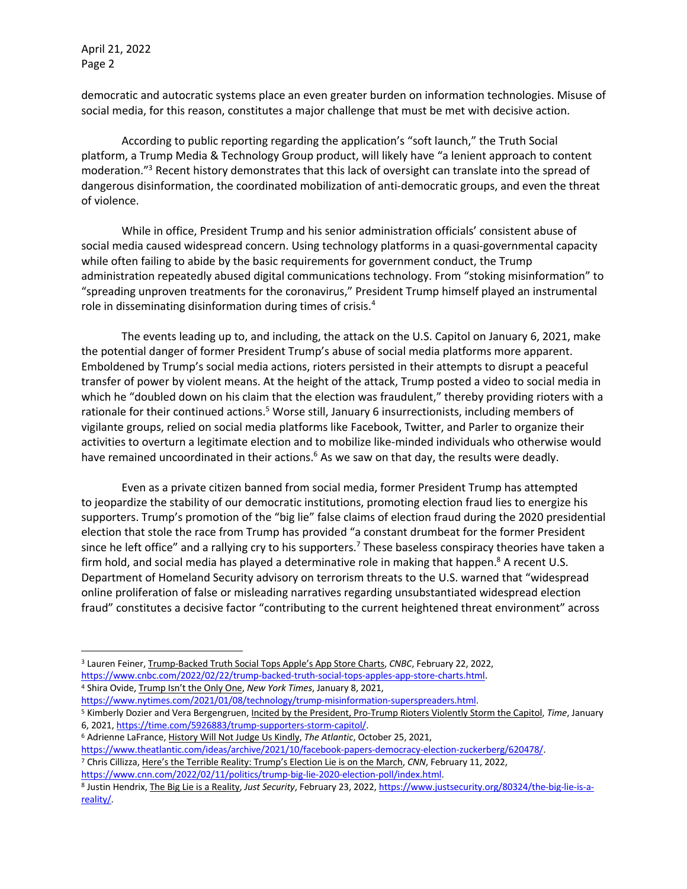democratic and autocratic systems place an even greater burden on information technologies. Misuse of social media, for this reason, constitutes a major challenge that must be met with decisive action.

According to public reporting regarding the application's "soft launch," the Truth Social platform, a Trump Media & Technology Group product, will likely have "a lenient approach to content moderation."[3] Recent history demonstrates that this lack of oversight can translate into the spread of dangerous disinformation, the coordinated mobilization of anti-democratic groups, and even the threat of violence.

While in office, President Trump and his senior administration officials' consistent abuse of social media caused widespread concern. Using technology platforms in a quasi-governmental capacity while often failing to abide by the basic requirements for government conduct, the Trump administration repeatedly abused digital communications technology. From "stoking misinformation" to "spreading unproven treatments for the coronavirus," President Trump himself played an instrumental role in disseminating disinformation during times of crisis.[4]

The events leading up to, and including, the attack on the U.S. Capitol on January 6, 2021, make the potential danger of former President Trump's abuse of social media platforms more apparent. Emboldened by Trump's social media actions, rioters persisted in their attempts to disrupt a peaceful transfer of power by violent means. At the height of the attack, Trump posted a video to social media in which he "doubled down on his claim that the election was fraudulent," thereby providing rioters with a rationale for their continued actions.[5] Worse still, January 6 insurrectionists, including members of vigilante groups, relied on social media platforms like Facebook, Twitter, and Parler to organize their activities to overturn a legitimate election and to mobilize like-minded individuals who otherwise would have remained uncoordinated in their actions.[6] As we saw on that day, the results were deadly.

Even as a private citizen banned from social media, former President Trump has attempted to jeopardize the stability of our democratic institutions, promoting election fraud lies to energize his supporters. Trump's promotion of the "big lie" false claims of election fraud during the 2020 presidential election that stole the race from Trump has provided "a constant drumbeat for the former President since he left office" and a rallying cry to his supporters.[7] These baseless conspiracy theories have taken a firm hold, and social media has played a determinative role in making that happen.[8] A recent U.S. Department of Homeland Security advisory on terrorism threats to the U.S. warned that "widespread online proliferation of false or misleading narratives regarding unsubstantiated widespread election fraud" constitutes a decisive factor "contributing to the current heightened threat environment" across

---

[3] Lauren Feiner, Trump-Backed Truth Social Tops Apple's App Store Charts, *CNBC*, February 22, 2022, https://www.cnbc.com/2022/02/22/trump-backed-truth-social-tops-apples-app-store-charts.html.

[4] Shira Ovide, Trump Isn't the Only One, *New York Times*, January 8, 2021, https://www.nytimes.com/2021/01/08/technology/trump-misinformation-superspreaders.html.

[5] Kimberly Dozier and Vera Bergengruen, Incited by the President, Pro-Trump Rioters Violently Storm the Capitol, *Time*, January 6, 2021, https://time.com/5926883/trump-supporters-storm-capitol/.

[6] Adrienne LaFrance, History Will Not Judge Us Kindly, *The Atlantic*, October 25, 2021, https://www.theatlantic.com/ideas/archive/2021/10/facebook-papers-democracy-election-zuckerberg/620478/.

[7] Chris Cillizza, Here's the Terrible Reality: Trump's Election Lie is on the March, *CNN*, February 11, 2022, https://www.cnn.com/2022/02/11/politics/trump-big-lie-2020-election-poll/index.html.

[8] Justin Hendrix, The Big Lie is a Reality, *Just Security*, February 23, 2022, https://www.justsecurity.org/80324/the-big-lie-is-a-reality/.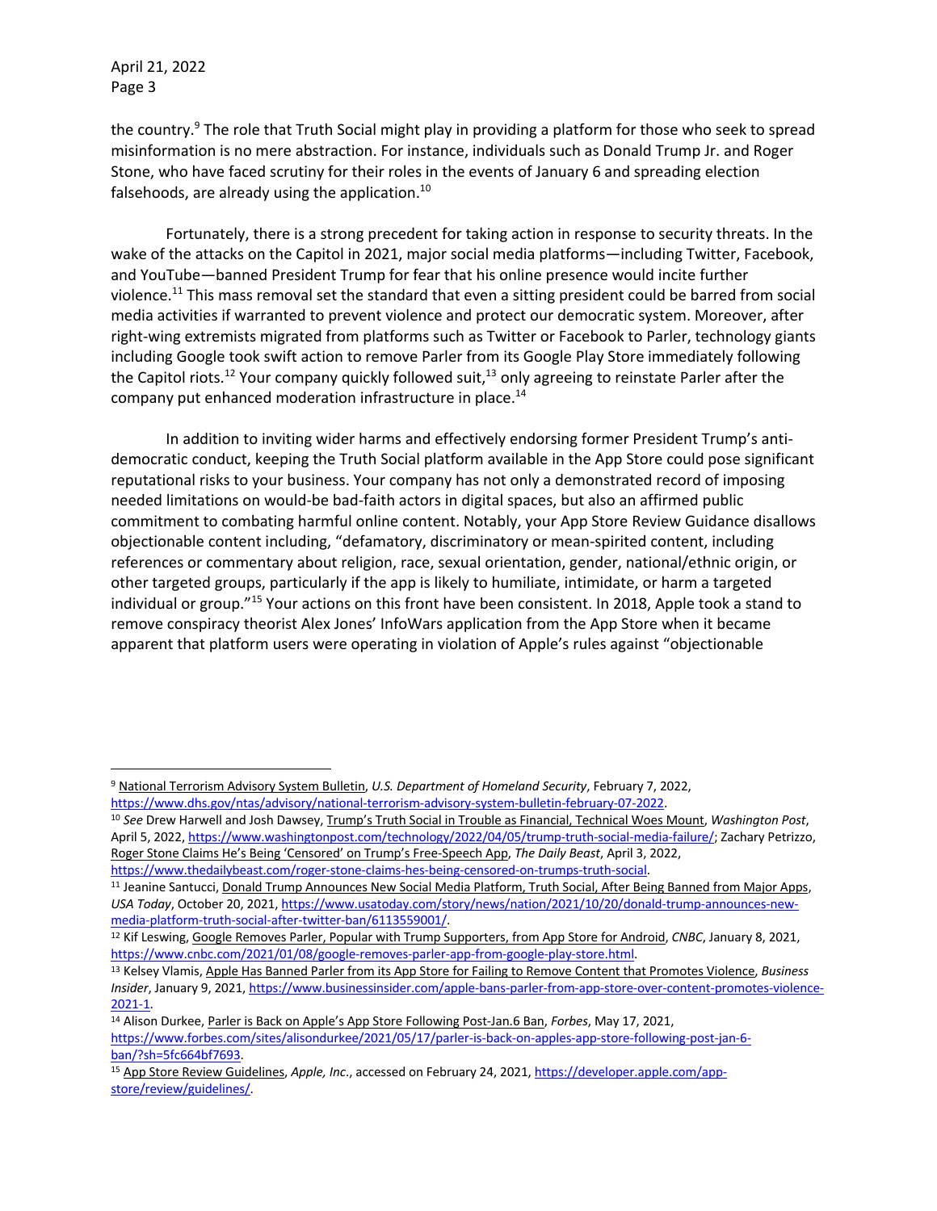the country.[9] The role that Truth Social might play in providing a platform for those who seek to spread misinformation is no mere abstraction. For instance, individuals such as Donald Trump Jr. and Roger Stone, who have faced scrutiny for their roles in the events of January 6 and spreading election falsehoods, are already using the application.[10]

Fortunately, there is a strong precedent for taking action in response to security threats. In the wake of the attacks on the Capitol in 2021, major social media platforms—including Twitter, Facebook, and YouTube—banned President Trump for fear that his online presence would incite further violence.[11] This mass removal set the standard that even a sitting president could be barred from social media activities if warranted to prevent violence and protect our democratic system. Moreover, after right-wing extremists migrated from platforms such as Twitter or Facebook to Parler, technology giants including Google took swift action to remove Parler from its Google Play Store immediately following the Capitol riots.[12] Your company quickly followed suit,[13] only agreeing to reinstate Parler after the company put enhanced moderation infrastructure in place.[14]

In addition to inviting wider harms and effectively endorsing former President Trump's anti-democratic conduct, keeping the Truth Social platform available in the App Store could pose significant reputational risks to your business. Your company has not only a demonstrated record of imposing needed limitations on would-be bad-faith actors in digital spaces, but also an affirmed public commitment to combating harmful online content. Notably, your App Store Review Guidance disallows objectionable content including, "defamatory, discriminatory or mean-spirited content, including references or commentary about religion, race, sexual orientation, gender, national/ethnic origin, or other targeted groups, particularly if the app is likely to humiliate, intimidate, or harm a targeted individual or group."[15] Your actions on this front have been consistent. In 2018, Apple took a stand to remove conspiracy theorist Alex Jones' InfoWars application from the App Store when it became apparent that platform users were operating in violation of Apple's rules against "objectionable

---

[9] National Terrorism Advisory System Bulletin, *U.S. Department of Homeland Security*, February 7, 2022, https://www.dhs.gov/ntas/advisory/national-terrorism-advisory-system-bulletin-february-07-2022.

[10] *See* Drew Harwell and Josh Dawsey, Trump's Truth Social in Trouble as Financial, Technical Woes Mount, *Washington Post*, April 5, 2022, https://www.washingtonpost.com/technology/2022/04/05/trump-truth-social-media-failure/; Zachary Petrizzo, Roger Stone Claims He's Being 'Censored' on Trump's Free-Speech App, *The Daily Beast*, April 3, 2022, https://www.thedailybeast.com/roger-stone-claims-hes-being-censored-on-trumps-truth-social.

[11] Jeanine Santucci, Donald Trump Announces New Social Media Platform, Truth Social, After Being Banned from Major Apps, *USA Today*, October 20, 2021, https://www.usatoday.com/story/news/nation/2021/10/20/donald-trump-announces-new-media-platform-truth-social-after-twitter-ban/6113559001/.

[12] Kif Leswing, Google Removes Parler, Popular with Trump Supporters, from App Store for Android, *CNBC*, January 8, 2021, https://www.cnbc.com/2021/01/08/google-removes-parler-app-from-google-play-store.html.

[13] Kelsey Vlamis, Apple Has Banned Parler from its App Store for Failing to Remove Content that Promotes Violence, *Business Insider*, January 9, 2021, https://www.businessinsider.com/apple-bans-parler-from-app-store-over-content-promotes-violence-2021-1.

[14] Alison Durkee, Parler is Back on Apple's App Store Following Post-Jan.6 Ban, *Forbes*, May 17, 2021, https://www.forbes.com/sites/alisondurkee/2021/05/17/parler-is-back-on-apples-app-store-following-post-jan-6-ban/?sh=5fc664bf7693.

[15] App Store Review Guidelines, *Apple, Inc*., accessed on February 24, 2021, https://developer.apple.com/app-store/review/guidelines/.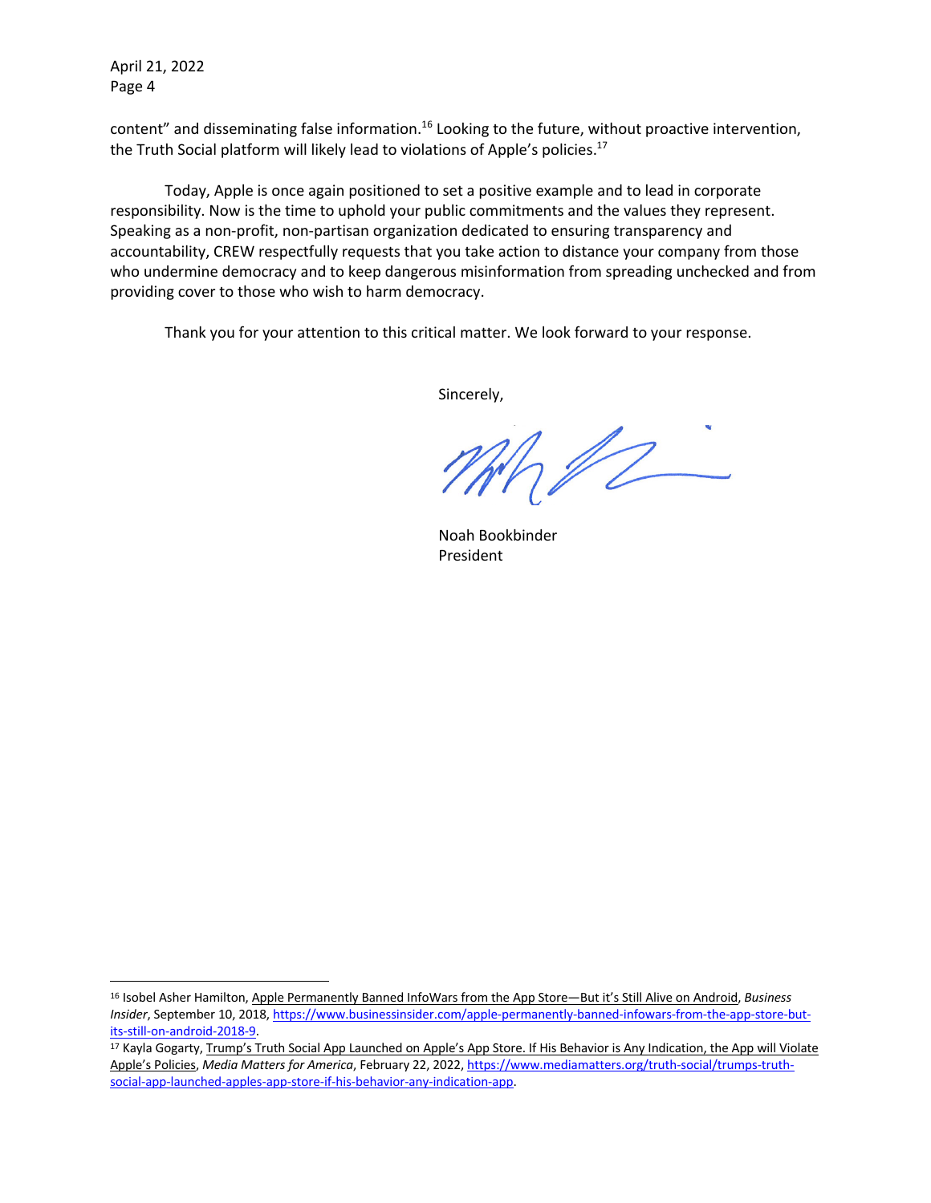content" and disseminating false information.[16] Looking to the future, without proactive intervention, the Truth Social platform will likely lead to violations of Apple's policies.[17]

Today, Apple is once again positioned to set a positive example and to lead in corporate responsibility. Now is the time to uphold your public commitments and the values they represent. Speaking as a non-profit, non-partisan organization dedicated to ensuring transparency and accountability, CREW respectfully requests that you take action to distance your company from those who undermine democracy and to keep dangerous misinformation from spreading unchecked and from providing cover to those who wish to harm democracy.

Thank you for your attention to this critical matter. We look forward to your response.

Sincerely,

Noah Bookbinder
President

---

[16] Isobel Asher Hamilton, Apple Permanently Banned InfoWars from the App Store—But it's Still Alive on Android, *Business Insider*, September 10, 2018, https://www.businessinsider.com/apple-permanently-banned-infowars-from-the-app-store-but-its-still-on-android-2018-9.

[17] Kayla Gogarty, Trump's Truth Social App Launched on Apple's App Store. If His Behavior is Any Indication, the App will Violate Apple's Policies, *Media Matters for America*, February 22, 2022, https://www.mediamatters.org/truth-social/trumps-truth-social-app-launched-apples-app-store-if-his-behavior-any-indication-app.